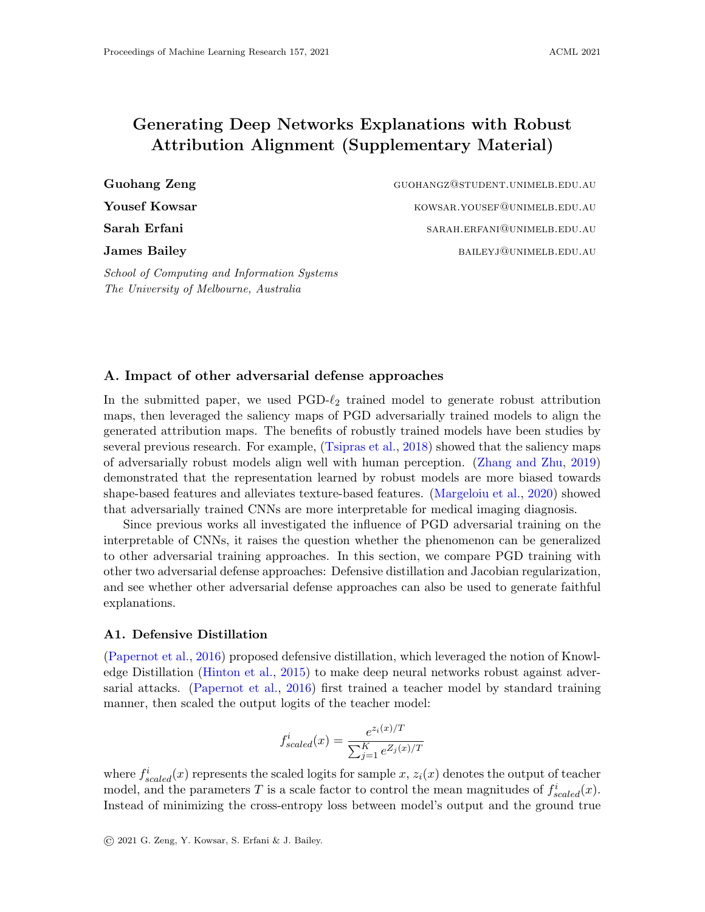# Generating Deep Networks Explanations with Robust Attribution Alignment (Supplementary Material)

**Guohang Zeng** GUOHANGZ@STUDENT.UNIMELB.EDU.AU

**Yousef Kowsar** KOWSAR.YOUSEF@UNIMELB.EDU.AU

**Sarah Erfani** SARAH.ERFANI@UNIMELB.EDU.AU

**James Bailey** BAILEYJ@UNIMELB.EDU.AU

*School of Computing and Information Systems*
*The University of Melbourne, Australia*

## A. Impact of other adversarial defense approaches

In the submitted paper, we used PGD-$\ell_2$ trained model to generate robust attribution maps, then leveraged the saliency maps of PGD adversarially trained models to align the generated attribution maps. The benefits of robustly trained models have been studies by several previous research. For example, (Tsipras et al., 2018) showed that the saliency maps of adversarially robust models align well with human perception. (Zhang and Zhu, 2019) demonstrated that the representation learned by robust models are more biased towards shape-based features and alleviates texture-based features. (Margeloiu et al., 2020) showed that adversarially trained CNNs are more interpretable for medical imaging diagnosis.

Since previous works all investigated the influence of PGD adversarial training on the interpretable of CNNs, it raises the question whether the phenomenon can be generalized to other adversarial training approaches. In this section, we compare PGD training with other two adversarial defense approaches: Defensive distillation and Jacobian regularization, and see whether other adversarial defense approaches can also be used to generate faithful explanations.

### A1. Defensive Distillation

(Papernot et al., 2016) proposed defensive distillation, which leveraged the notion of Knowledge Distillation (Hinton et al., 2015) to make deep neural networks robust against adversarial attacks. (Papernot et al., 2016) first trained a teacher model by standard training manner, then scaled the output logits of the teacher model:

$$f^i_{scaled}(x) = \frac{e^{z_i(x)/T}}{\sum_{j=1}^{K} e^{Z_j(x)/T}}$$

where $f^i_{scaled}(x)$ represents the scaled logits for sample $x$, $z_i(x)$ denotes the output of teacher model, and the parameters $T$ is a scale factor to control the mean magnitudes of $f^i_{scaled}(x)$. Instead of minimizing the cross-entropy loss between model's output and the ground true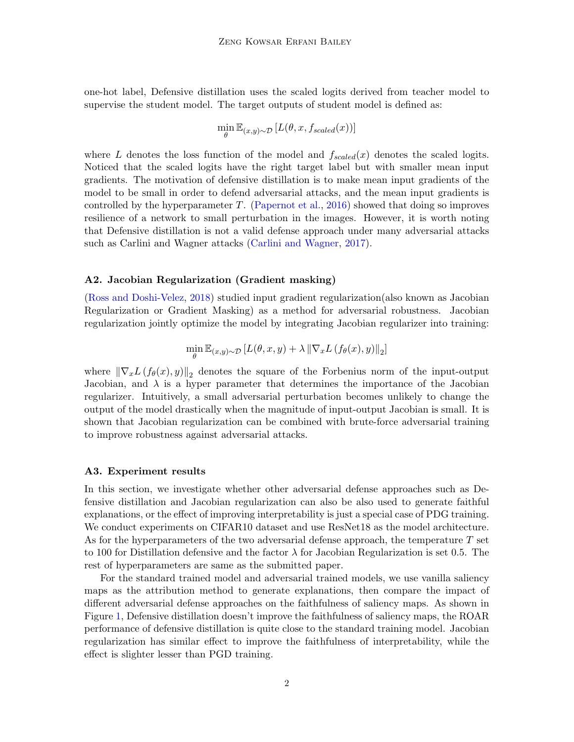one-hot label, Defensive distillation uses the scaled logits derived from teacher model to supervise the student model. The target outputs of student model is defined as:

$$\min_{\theta} \mathbb{E}_{(x,y)\sim\mathcal{D}} \left[ L(\theta, x, f_{scaled}(x)) \right]$$

where $L$ denotes the loss function of the model and $f_{scaled}(x)$ denotes the scaled logits. Noticed that the scaled logits have the right target label but with smaller mean input gradients. The motivation of defensive distillation is to make mean input gradients of the model to be small in order to defend adversarial attacks, and the mean input gradients is controlled by the hyperparameter $T$. (Papernot et al., 2016) showed that doing so improves resilience of a network to small perturbation in the images. However, it is worth noting that Defensive distillation is not a valid defense approach under many adversarial attacks such as Carlini and Wagner attacks (Carlini and Wagner, 2017).

### A2. Jacobian Regularization (Gradient masking)

(Ross and Doshi-Velez, 2018) studied input gradient regularization(also known as Jacobian Regularization or Gradient Masking) as a method for adversarial robustness. Jacobian regularization jointly optimize the model by integrating Jacobian regularizer into training:

$$\min_{\theta} \mathbb{E}_{(x,y)\sim\mathcal{D}} \left[ L(\theta, x, y) + \lambda \left\| \nabla_x L\left(f_\theta(x), y\right) \right\|_2 \right]$$

where $\left\| \nabla_x L\left(f_\theta(x), y\right) \right\|_2$ denotes the square of the Forbenius norm of the input-output Jacobian, and $\lambda$ is a hyper parameter that determines the importance of the Jacobian regularizer. Intuitively, a small adversarial perturbation becomes unlikely to change the output of the model drastically when the magnitude of input-output Jacobian is small. It is shown that Jacobian regularization can be combined with brute-force adversarial training to improve robustness against adversarial attacks.

### A3. Experiment results

In this section, we investigate whether other adversarial defense approaches such as Defensive distillation and Jacobian regularization can also be also used to generate faithful explanations, or the effect of improving interpretability is just a special case of PDG training. We conduct experiments on CIFAR10 dataset and use ResNet18 as the model architecture. As for the hyperparameters of the two adversarial defense approach, the temperature $T$ set to 100 for Distillation defensive and the factor $\lambda$ for Jacobian Regularization is set 0.5. The rest of hyperparameters are same as the submitted paper.

For the standard trained model and adversarial trained models, we use vanilla saliency maps as the attribution method to generate explanations, then compare the impact of different adversarial defense approaches on the faithfulness of saliency maps. As shown in Figure 1, Defensive distillation doesn't improve the faithfulness of saliency maps, the ROAR performance of defensive distillation is quite close to the standard training model. Jacobian regularization has similar effect to improve the faithfulness of interpretability, while the effect is slighter lesser than PGD training.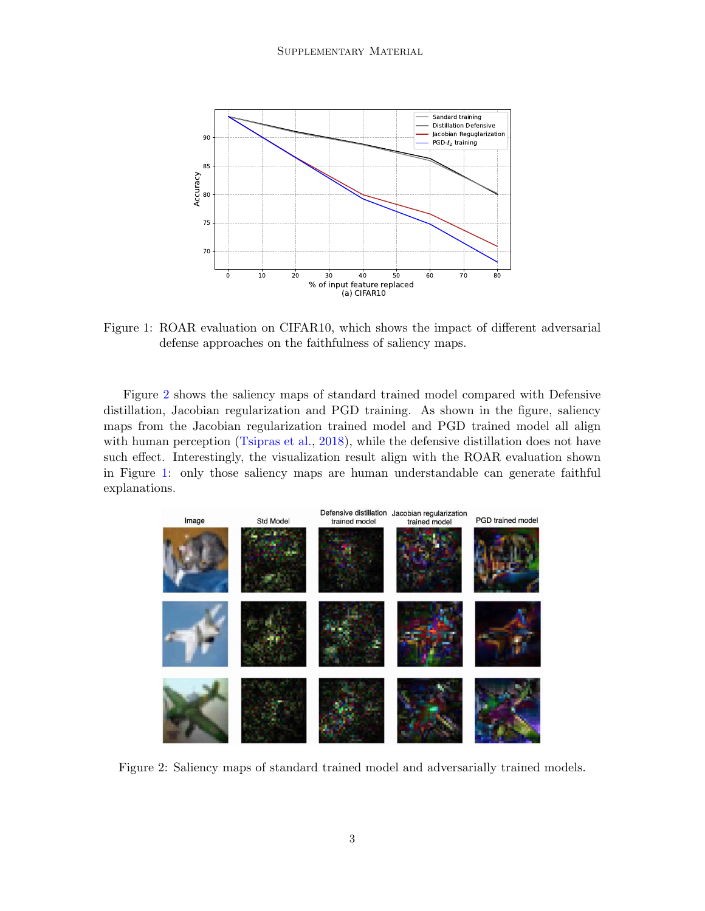Figure 1: ROAR evaluation on CIFAR10, which shows the impact of different adversarial defense approaches on the faithfulness of saliency maps.

Figure 2 shows the saliency maps of standard trained model compared with Defensive distillation, Jacobian regularization and PGD training. As shown in the figure, saliency maps from the Jacobian regularization trained model and PGD trained model all align with human perception (Tsipras et al., 2018), while the defensive distillation does not have such effect. Interestingly, the visualization result align with the ROAR evaluation shown in Figure 1: only those saliency maps are human understandable can generate faithful explanations.

Figure 2: Saliency maps of standard trained model and adversarially trained models.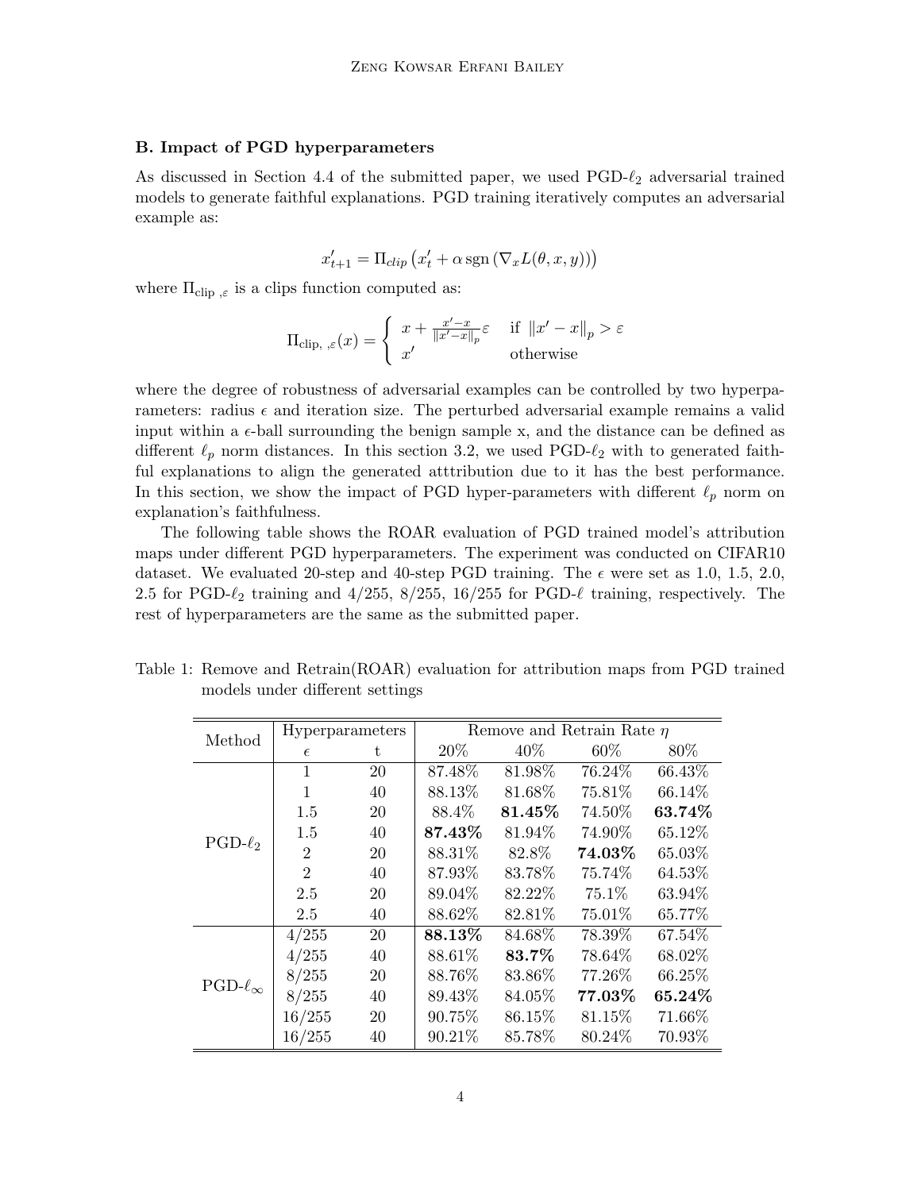### B. Impact of PGD hyperparameters

As discussed in Section 4.4 of the submitted paper, we used PGD-$\ell_2$ adversarial trained models to generate faithful explanations. PGD training iteratively computes an adversarial example as:

$$x'_{t+1} = \Pi_{clip}\left(x'_t + \alpha \operatorname{sgn}\left(\nabla_x L(\theta, x, y)\right)\right)$$

where $\Pi_{\text{clip },\varepsilon}$ is a clips function computed as:

$$\Pi_{\text{clip, },\varepsilon}(x) = \begin{cases} x + \frac{x'-x}{\|x'-x\|_p}\varepsilon & \text{if } \|x'-x\|_p > \varepsilon \\ x' & \text{otherwise} \end{cases}$$

where the degree of robustness of adversarial examples can be controlled by two hyperparameters: radius $\epsilon$ and iteration size. The perturbed adversarial example remains a valid input within a $\epsilon$-ball surrounding the benign sample x, and the distance can be defined as different $\ell_p$ norm distances. In this section 3.2, we used PGD-$\ell_2$ with to generated faithful explanations to align the generated atttribution due to it has the best performance. In this section, we show the impact of PGD hyper-parameters with different $\ell_p$ norm on explanation's faithfulness.

The following table shows the ROAR evaluation of PGD trained model's attribution maps under different PGD hyperparameters. The experiment was conducted on CIFAR10 dataset. We evaluated 20-step and 40-step PGD training. The $\epsilon$ were set as 1.0, 1.5, 2.0, 2.5 for PGD-$\ell_2$ training and 4/255, 8/255, 16/255 for PGD-$\ell$ training, respectively. The rest of hyperparameters are the same as the submitted paper.

Table 1: Remove and Retrain(ROAR) evaluation for attribution maps from PGD trained models under different settings

| Method | Hyperparameters | | Remove and Retrain Rate $\eta$ | | | |
|---|---|---|---|---|---|---|
| | $\epsilon$ | t | 20% | 40% | 60% | 80% |
| PGD-$\ell_2$ | 1 | 20 | 87.48% | 81.98% | 76.24% | 66.43% |
| | 1 | 40 | 88.13% | 81.68% | 75.81% | 66.14% |
| | 1.5 | 20 | 88.4% | **81.45%** | 74.50% | **63.74%** |
| | 1.5 | 40 | **87.43%** | 81.94% | 74.90% | 65.12% |
| | 2 | 20 | 88.31% | 82.8% | **74.03%** | 65.03% |
| | 2 | 40 | 87.93% | 83.78% | 75.74% | 64.53% |
| | 2.5 | 20 | 89.04% | 82.22% | 75.1% | 63.94% |
| | 2.5 | 40 | 88.62% | 82.81% | 75.01% | 65.77% |
| PGD-$\ell_\infty$ | 4/255 | 20 | **88.13%** | 84.68% | 78.39% | 67.54% |
| | 4/255 | 40 | 88.61% | **83.7%** | 78.64% | 68.02% |
| | 8/255 | 20 | 88.76% | 83.86% | 77.26% | 66.25% |
| | 8/255 | 40 | 89.43% | 84.05% | **77.03%** | **65.24%** |
| | 16/255 | 20 | 90.75% | 86.15% | 81.15% | 71.66% |
| | 16/255 | 40 | 90.21% | 85.78% | 80.24% | 70.93% |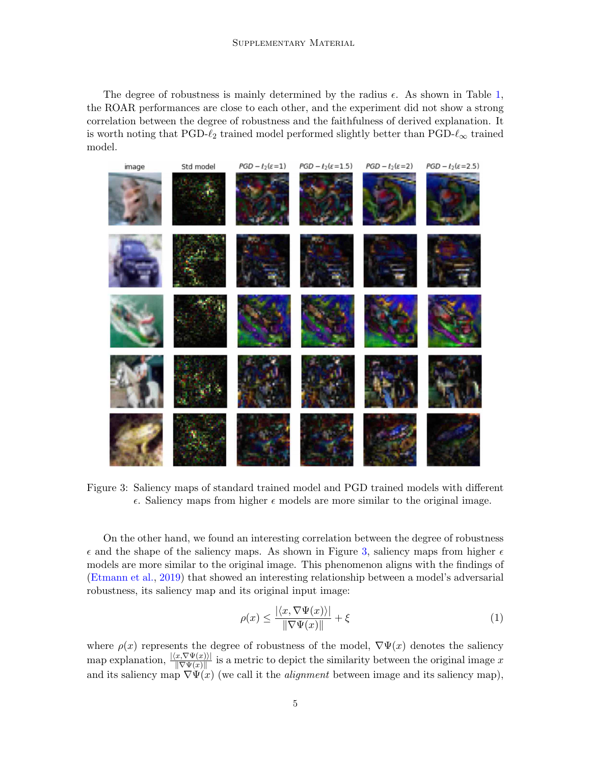The degree of robustness is mainly determined by the radius $\epsilon$. As shown in Table 1, the ROAR performances are close to each other, and the experiment did not show a strong correlation between the degree of robustness and the faithfulness of derived explanation. It is worth noting that PGD-$\ell_2$ trained model performed slightly better than PGD-$\ell_\infty$ trained model.

Figure 3: Saliency maps of standard trained model and PGD trained models with different $\epsilon$. Saliency maps from higher $\epsilon$ models are more similar to the original image.

On the other hand, we found an interesting correlation between the degree of robustness $\epsilon$ and the shape of the saliency maps. As shown in Figure 3, saliency maps from higher $\epsilon$ models are more similar to the original image. This phenomenon aligns with the findings of (Etmann et al., 2019) that showed an interesting relationship between a model's adversarial robustness, its saliency map and its original input image:

$$\rho(x) \leq \frac{|\langle x, \nabla \Psi(x) \rangle|}{\|\nabla \Psi(x)\|} + \xi \tag{1}$$

where $\rho(x)$ represents the degree of robustness of the model, $\nabla \Psi(x)$ denotes the saliency map explanation, $\frac{|\langle x, \nabla \Psi(x) \rangle|}{\|\nabla \Psi(x)\|}$ is a metric to depict the similarity between the original image $x$ and its saliency map $\nabla \Psi(x)$ (we call it the *alignment* between image and its saliency map),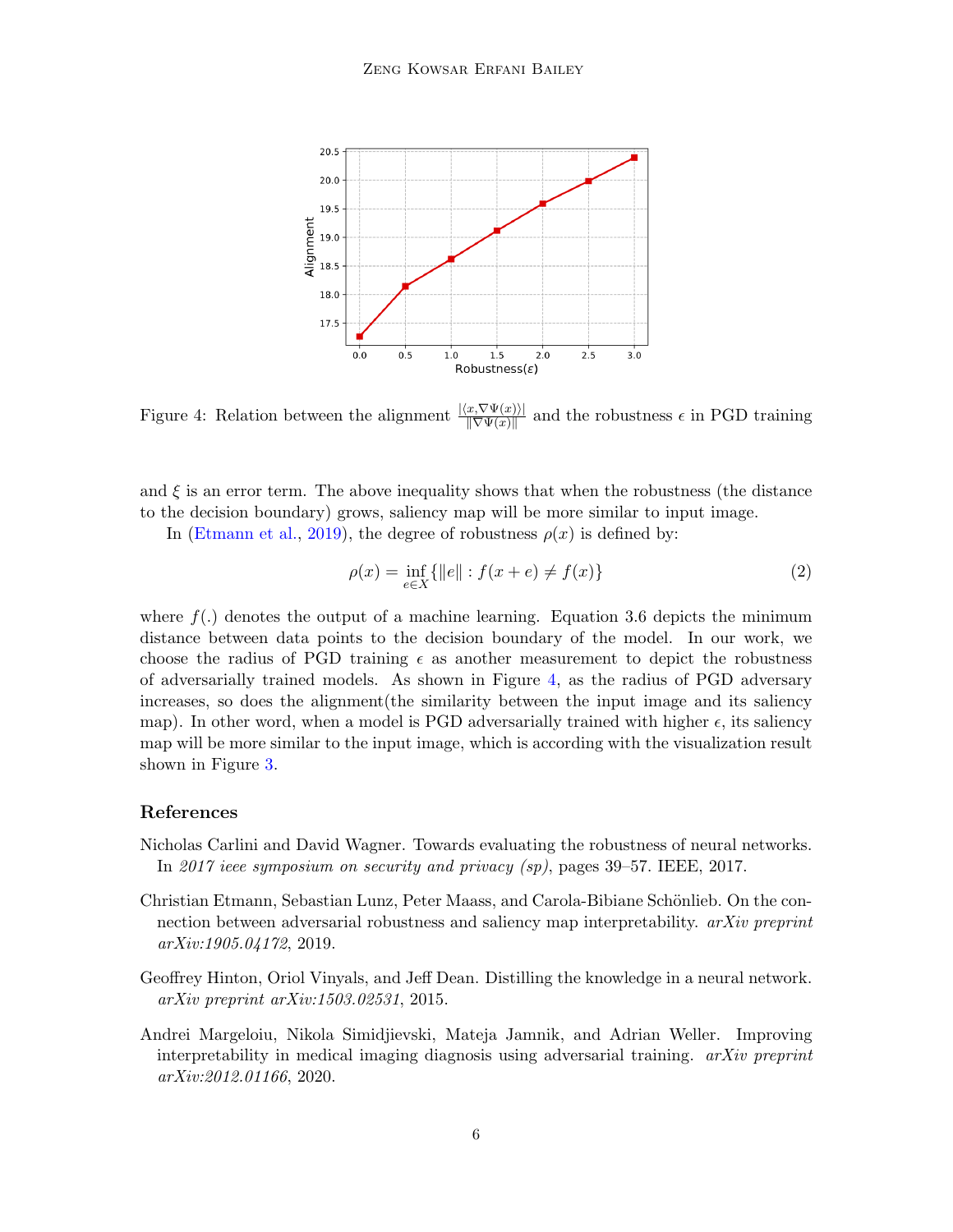Figure 4: Relation between the alignment $\frac{|\langle x, \nabla\Psi(x)\rangle|}{\|\nabla\Psi(x)\|}$ and the robustness $\epsilon$ in PGD training

and $\xi$ is an error term. The above inequality shows that when the robustness (the distance to the decision boundary) grows, saliency map will be more similar to input image.

In (Etmann et al., 2019), the degree of robustness $\rho(x)$ is defined by:

$$\rho(x) = \inf_{e \in X} \{\|e\| : f(x+e) \neq f(x)\} \tag{2}$$

where $f(.)$ denotes the output of a machine learning. Equation 3.6 depicts the minimum distance between data points to the decision boundary of the model. In our work, we choose the radius of PGD training $\epsilon$ as another measurement to depict the robustness of adversarially trained models. As shown in Figure 4, as the radius of PGD adversary increases, so does the alignment(the similarity between the input image and its saliency map). In other word, when a model is PGD adversarially trained with higher $\epsilon$, its saliency map will be more similar to the input image, which is according with the visualization result shown in Figure 3.

## References

Nicholas Carlini and David Wagner. Towards evaluating the robustness of neural networks. In *2017 ieee symposium on security and privacy (sp)*, pages 39–57. IEEE, 2017.

Christian Etmann, Sebastian Lunz, Peter Maass, and Carola-Bibiane Schönlieb. On the connection between adversarial robustness and saliency map interpretability. *arXiv preprint arXiv:1905.04172*, 2019.

Geoffrey Hinton, Oriol Vinyals, and Jeff Dean. Distilling the knowledge in a neural network. *arXiv preprint arXiv:1503.02531*, 2015.

Andrei Margeloiu, Nikola Simidjievski, Mateja Jamnik, and Adrian Weller. Improving interpretability in medical imaging diagnosis using adversarial training. *arXiv preprint arXiv:2012.01166*, 2020.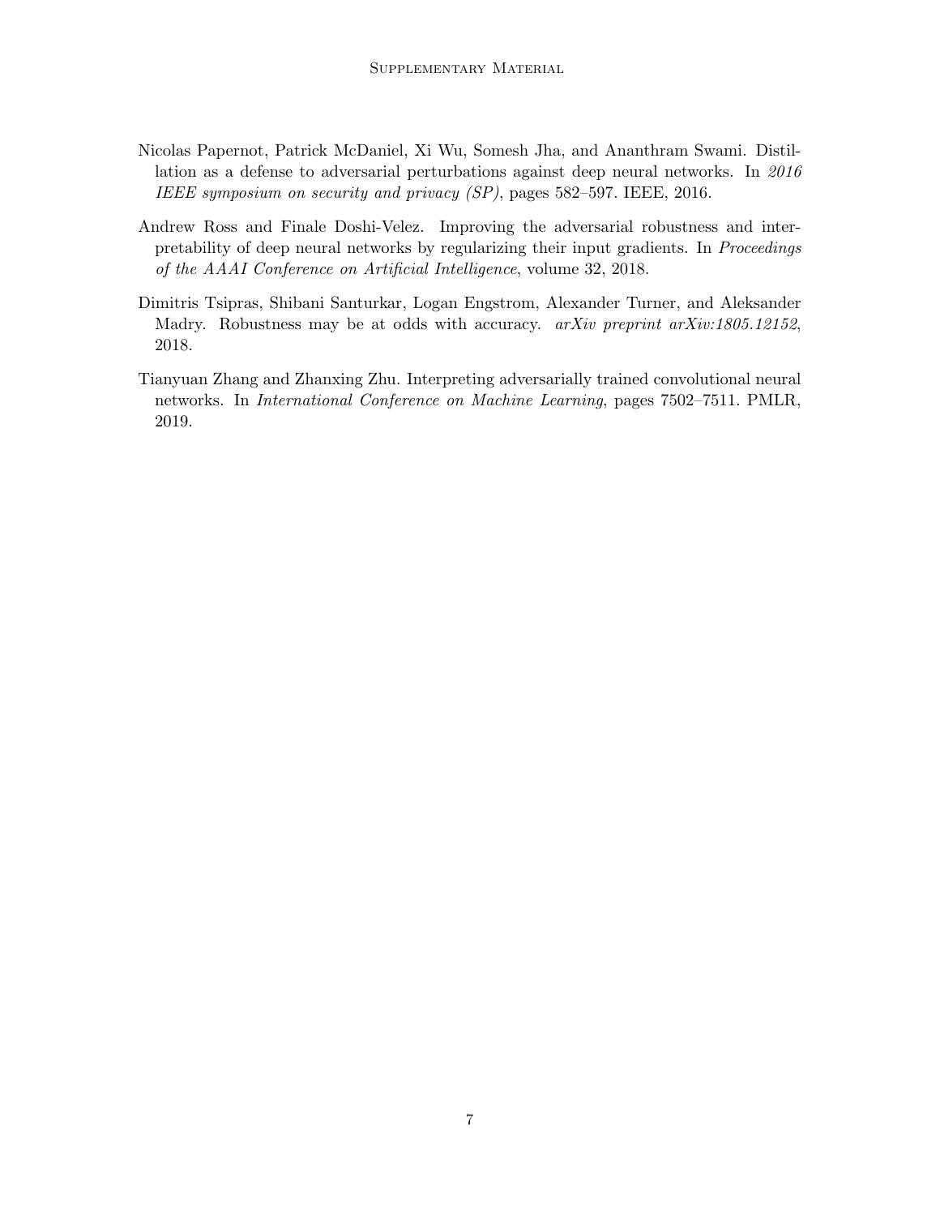Nicolas Papernot, Patrick McDaniel, Xi Wu, Somesh Jha, and Ananthram Swami. Distillation as a defense to adversarial perturbations against deep neural networks. In *2016 IEEE symposium on security and privacy (SP)*, pages 582–597. IEEE, 2016.

Andrew Ross and Finale Doshi-Velez. Improving the adversarial robustness and interpretability of deep neural networks by regularizing their input gradients. In *Proceedings of the AAAI Conference on Artificial Intelligence*, volume 32, 2018.

Dimitris Tsipras, Shibani Santurkar, Logan Engstrom, Alexander Turner, and Aleksander Madry. Robustness may be at odds with accuracy. *arXiv preprint arXiv:1805.12152*, 2018.

Tianyuan Zhang and Zhanxing Zhu. Interpreting adversarially trained convolutional neural networks. In *International Conference on Machine Learning*, pages 7502–7511. PMLR, 2019.